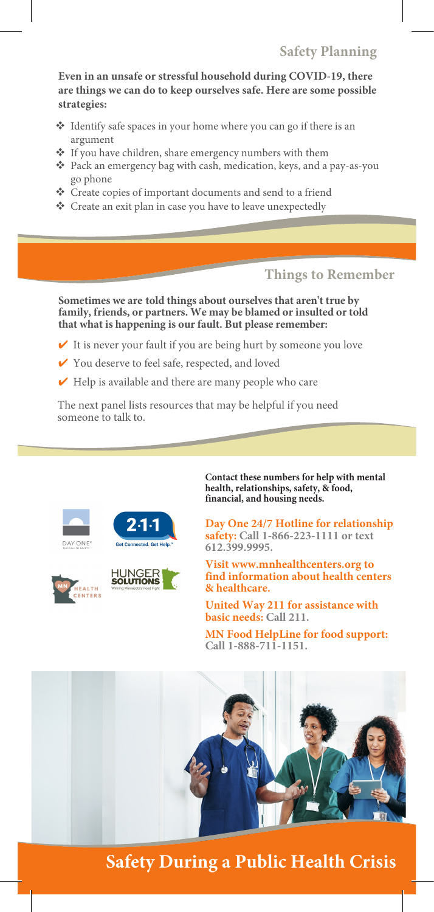## Safety Planning

**Even in an unsafe or stressful household during COVID-19, there are things we can do to keep ourselves safe. Here are some possible strategies:**

- Identify safe spaces in your home where you can go if there is an argument
- If you have children, share emergency numbers with them
- Pack an emergency bag with cash, medication, keys, and a pay-as-you go phone
- Create copies of important documents and send to a friend
- Create an exit plan in case you have to leave unexpectedly

## Things to Remember

**Sometimes we are told things about ourselves that aren't true by family, friends, or partners. We may be blamed or insulted or told that what is happening is our fault. But please remember:**

- ✔ It is never your fault if you are being hurt by someone you love
- ✔ You deserve to feel safe, respected, and loved
- ✔ Help is available and there are many people who care

The next panel lists resources that may be helpful if you need someone to talk to.

**Contact these numbers for help with mental health, relationships, safety, & food, financial, and housing needs.**

**Day One 24/7 Hotline for relationship safety: Call 1-866-223-1111 or text 612.399.9995.**

**Visit www.mnhealthcenters.org to find information about health centers & healthcare.**

**United Way 211 for assistance with basic needs: Call 211.**

**MN Food HelpLine for food support: Call 1-888-711-1151.**

# Safety During a Public Health Crisis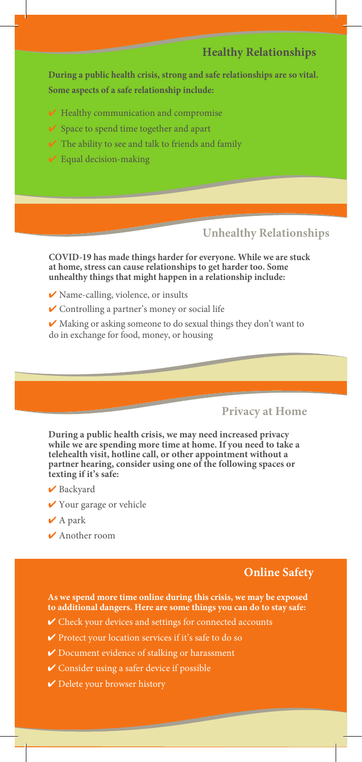## Healthy Relationships

**During a public health crisis, strong and safe relationships are so vital. Some aspects of a safe relationship include:**

- ✔ Healthy communication and compromise
- ✔ Space to spend time together and apart
- ✔ The ability to see and talk to friends and family
- ✔ Equal decision-making

## Unhealthy Relationships

**COVID-19 has made things harder for everyone. While we are stuck at home, stress can cause relationships to get harder too. Some unhealthy things that might happen in a relationship include:**

- ✔ Name-calling, violence, or insults
- ✔ Controlling a partner's money or social life
- ✔ Making or asking someone to do sexual things they don't want to do in exchange for food, money, or housing

## Privacy at Home

**During a public health crisis, we may need increased privacy while we are spending more time at home. If you need to take a telehealth visit, hotline call, or other appointment without a partner hearing, consider using one of the following spaces or texting if it's safe:**

- ✔ Backyard
- ✔ Your garage or vehicle
- ✔ A park
- ✔ Another room

## Online Safety

**As we spend more time online during this crisis, we may be exposed to additional dangers. Here are some things you can do to stay safe:**

- ✔ Check your devices and settings for connected accounts
- ✔ Protect your location services if it's safe to do so
- ✔ Document evidence of stalking or harassment
- ✔ Consider using a safer device if possible
- ✔ Delete your browser history